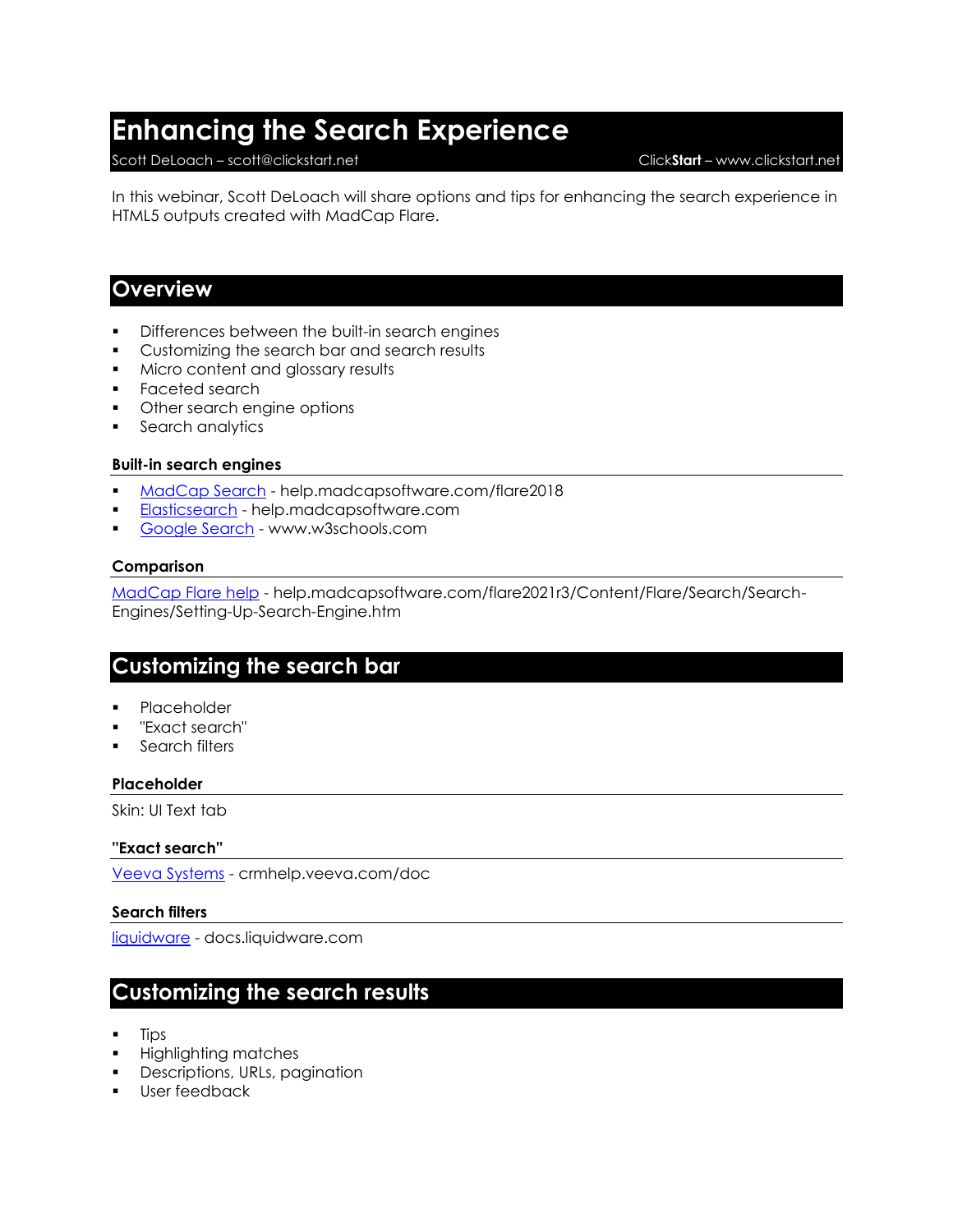# Enhancing the Search Experience

Scott DeLoach – scott@clickstart.net

Click**Start** – www.clickstart.net

In this webinar, Scott DeLoach will share options and tips for enhancing the search experience in HTML5 outputs created with MadCap Flare.

## Overview

- Differences between the built-in search engines
- Customizing the search bar and search results
- Micro content and glossary results
- Faceted search
- Other search engine options
- Search analytics

### Built-in search engines

- MadCap Search - help.madcapsoftware.com/flare2018
- Elasticsearch - help.madcapsoftware.com
- Google Search - www.w3schools.com

### Comparison

MadCap Flare help - help.madcapsoftware.com/flare2021r3/Content/Flare/Search/Search-Engines/Setting-Up-Search-Engine.htm

## Customizing the search bar

- Placeholder
- "Exact search"
- Search filters

### Placeholder

Skin: UI Text tab

### "Exact search"

Veeva Systems - crmhelp.veeva.com/doc

### Search filters

liquidware - docs.liquidware.com

## Customizing the search results

- Tips
- Highlighting matches
- Descriptions, URLs, pagination
- User feedback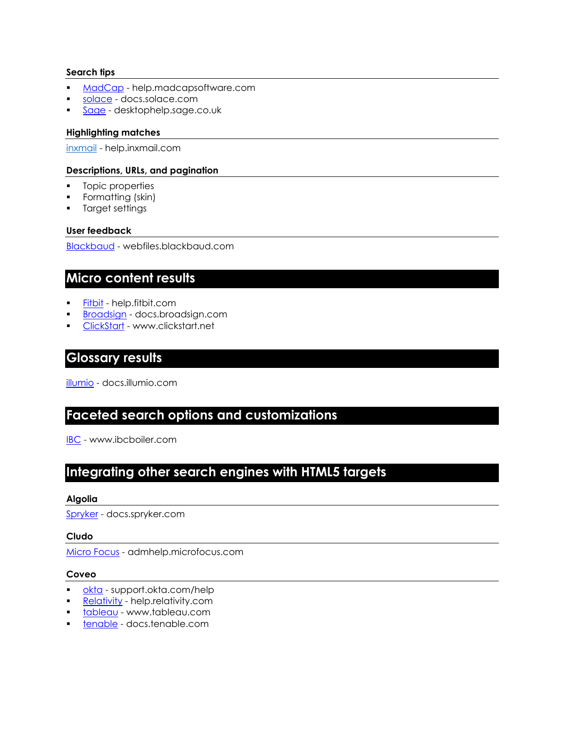### Search tips

- MadCap - help.madcapsoftware.com
- solace - docs.solace.com
- Sage - desktophelp.sage.co.uk

### Highlighting matches

inxmail - help.inxmail.com

### Descriptions, URLs, and pagination

- Topic properties
- Formatting (skin)
- Target settings

### User feedback

Blackbaud - webfiles.blackbaud.com

## Micro content results

- Fitbit - help.fitbit.com
- Broadsign - docs.broadsign.com
- ClickStart - www.clickstart.net

## Glossary results

illumio - docs.illumio.com

## Faceted search options and customizations

IBC - www.ibcboiler.com

## Integrating other search engines with HTML5 targets

### Algolia

Spryker - docs.spryker.com

### Cludo

Micro Focus - admhelp.microfocus.com

### Coveo

- okta - support.okta.com/help
- Relativity - help.relativity.com
- tableau - www.tableau.com
- tenable - docs.tenable.com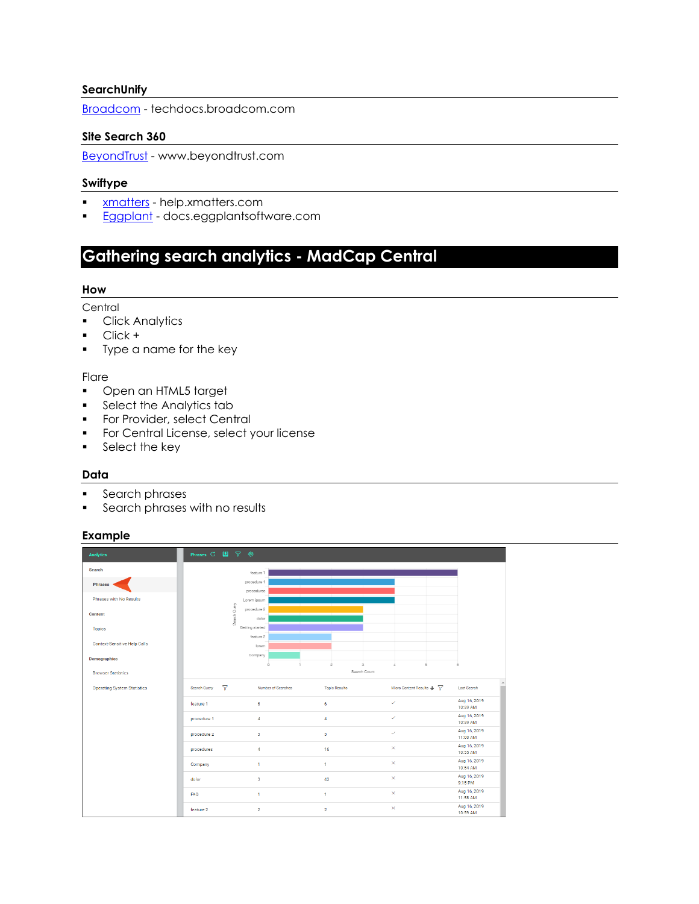### SearchUnify

[Broadcom](#) - techdocs.broadcom.com

### Site Search 360

[BeyondTrust](#) - www.beyondtrust.com

### Swiftype

- [xmatters](#) - help.xmatters.com
- [Eggplant](#) - docs.eggplantsoftware.com

## Gathering search analytics - MadCap Central

### How

Central

- Click Analytics
- Click +
- Type a name for the key

Flare

- Open an HTML5 target
- Select the Analytics tab
- For Provider, select Central
- For Central License, select your license
- Select the key

### Data

- Search phrases
- Search phrases with no results

### Example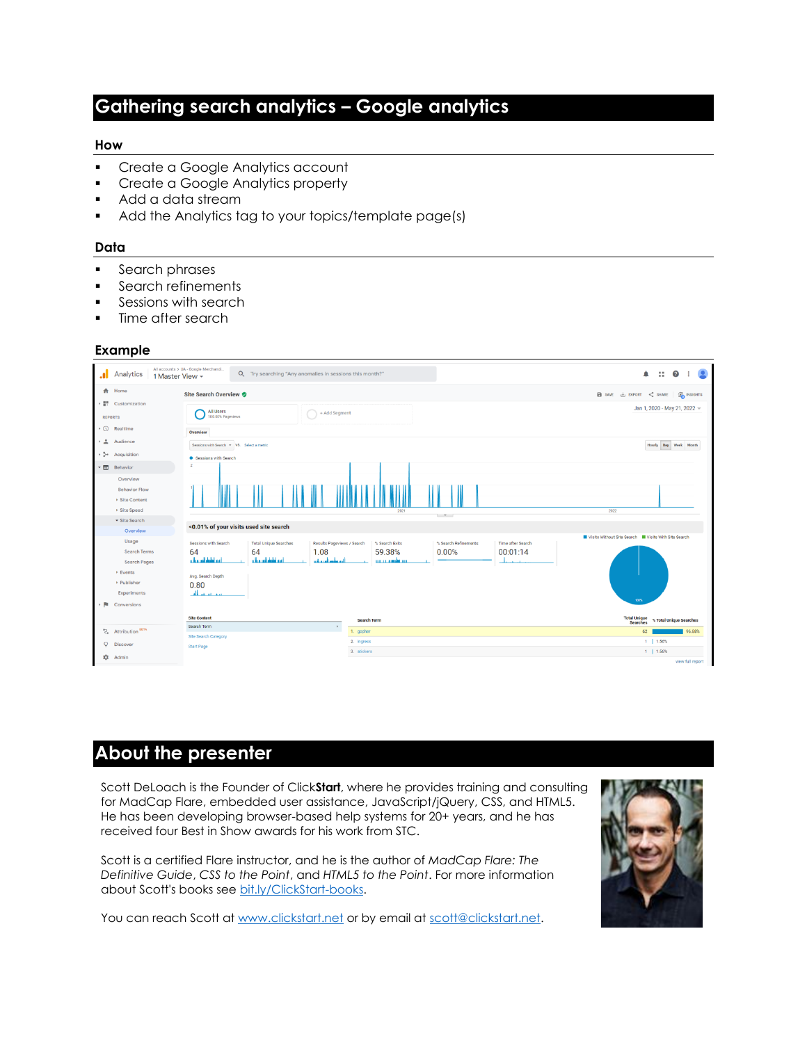# Gathering search analytics – Google analytics

## How

- Create a Google Analytics account
- Create a Google Analytics property
- Add a data stream
- Add the Analytics tag to your topics/template page(s)

## Data

- Search phrases
- Search refinements
- Sessions with search
- Time after search

## Example

# About the presenter

Scott DeLoach is the Founder of Click**Start**, where he provides training and consulting for MadCap Flare, embedded user assistance, JavaScript/jQuery, CSS, and HTML5. He has been developing browser-based help systems for 20+ years, and he has received four Best in Show awards for his work from STC.

Scott is a certified Flare instructor, and he is the author of *MadCap Flare: The Definitive Guide*, *CSS to the Point*, and *HTML5 to the Point*. For more information about Scott's books see bit.ly/ClickStart-books.

You can reach Scott at www.clickstart.net or by email at scott@clickstart.net.